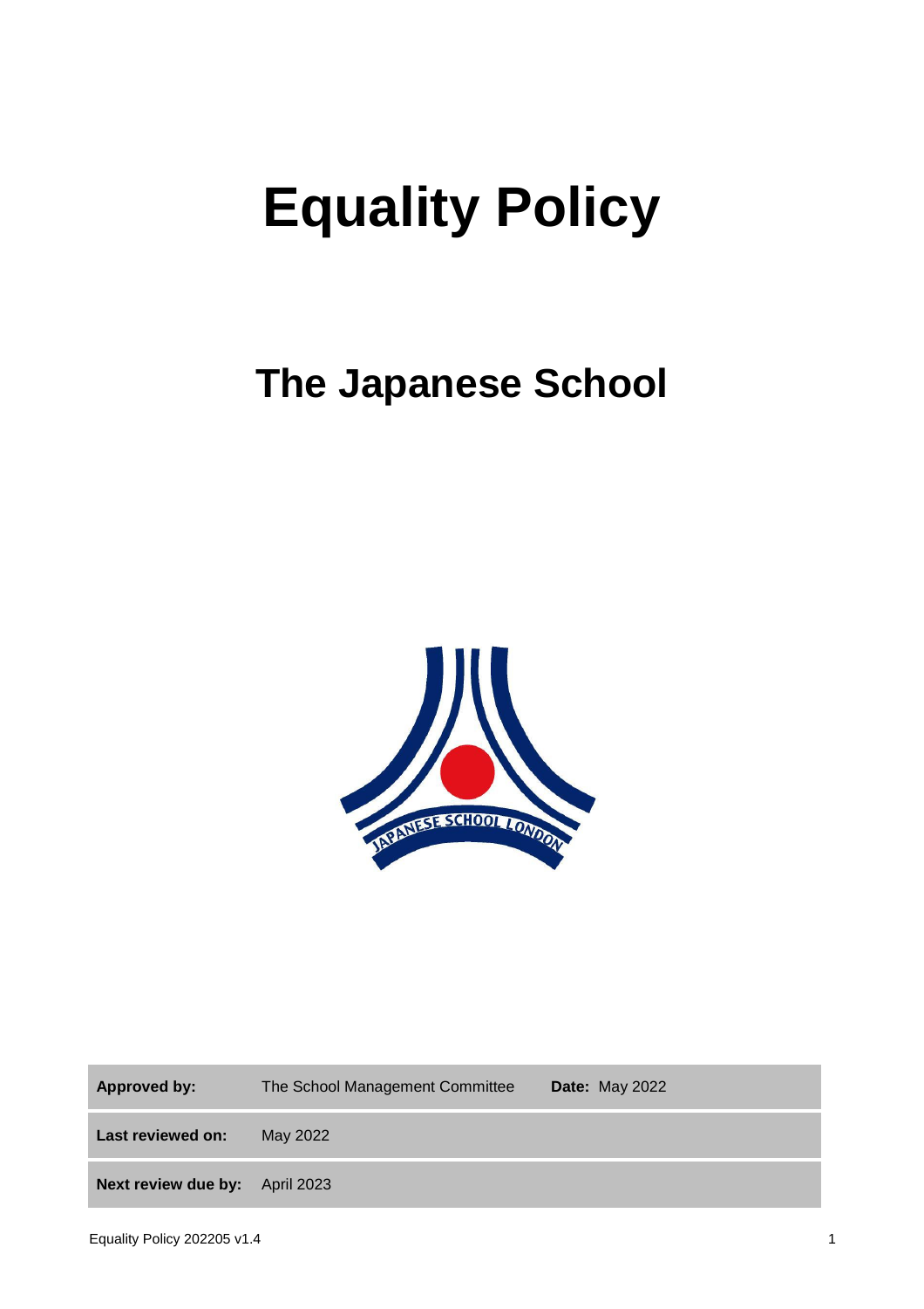# Equality Policy

## The Japanese School

| Approved by: | The School Management Committee | Date: May 2022 |
|---|---|---|
| Last reviewed on: | May 2022 | |
| Next review due by: | April 2023 | |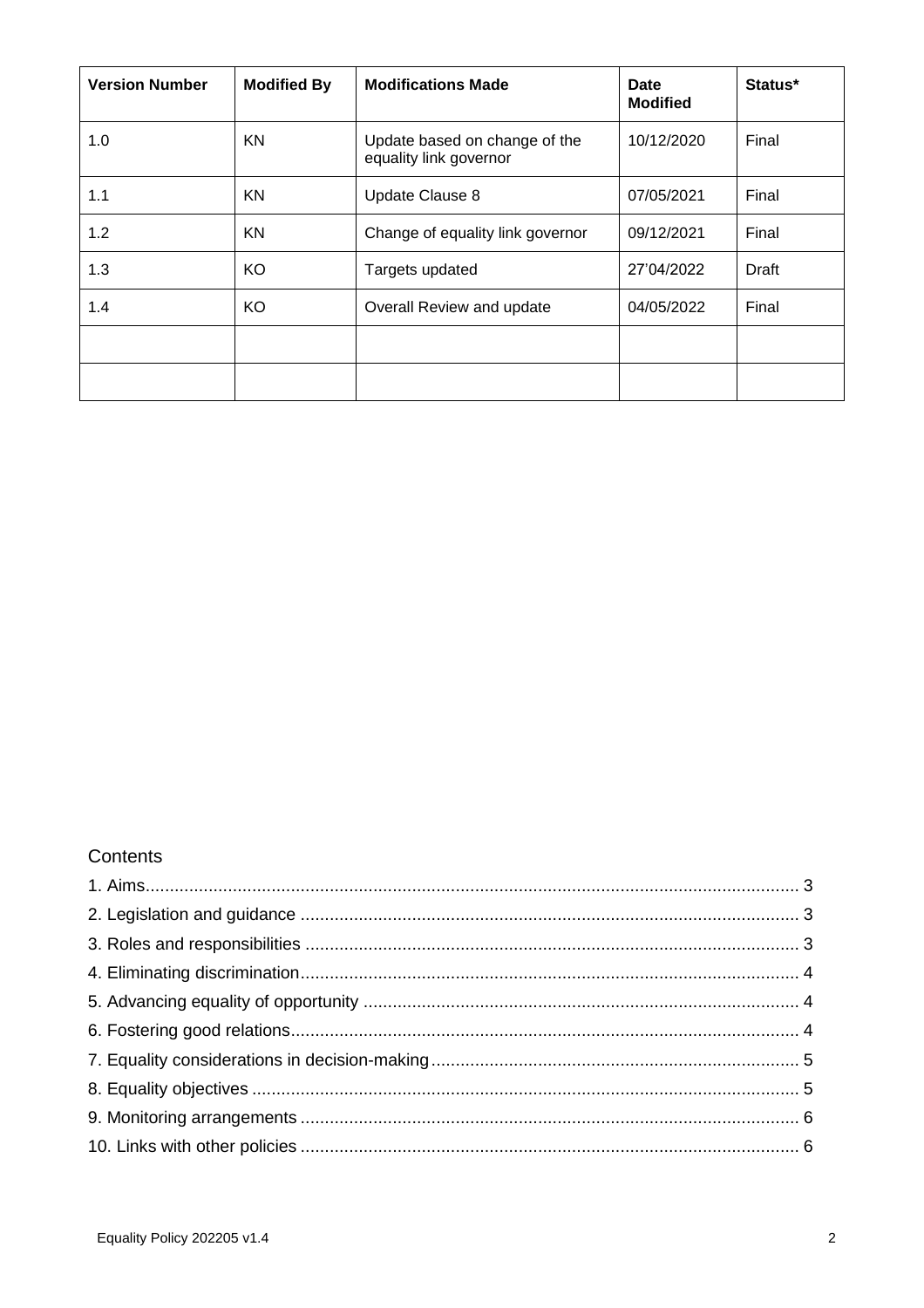| Version Number | Modified By | Modifications Made | Date Modified | Status* |
|---|---|---|---|---|
| 1.0 | KN | Update based on change of the equality link governor | 10/12/2020 | Final |
| 1.1 | KN | Update Clause 8 | 07/05/2021 | Final |
| 1.2 | KN | Change of equality link governor | 09/12/2021 | Final |
| 1.3 | KO | Targets updated | 27'04/2022 | Draft |
| 1.4 | KO | Overall Review and update | 04/05/2022 | Final |
| | | | | |
| | | | | |

## Contents

1. Aims .......... 3
2. Legislation and guidance .......... 3
3. Roles and responsibilities .......... 3
4. Eliminating discrimination .......... 4
5. Advancing equality of opportunity .......... 4
6. Fostering good relations .......... 4
7. Equality considerations in decision-making .......... 5
8. Equality objectives .......... 5
9. Monitoring arrangements .......... 6
10. Links with other policies .......... 6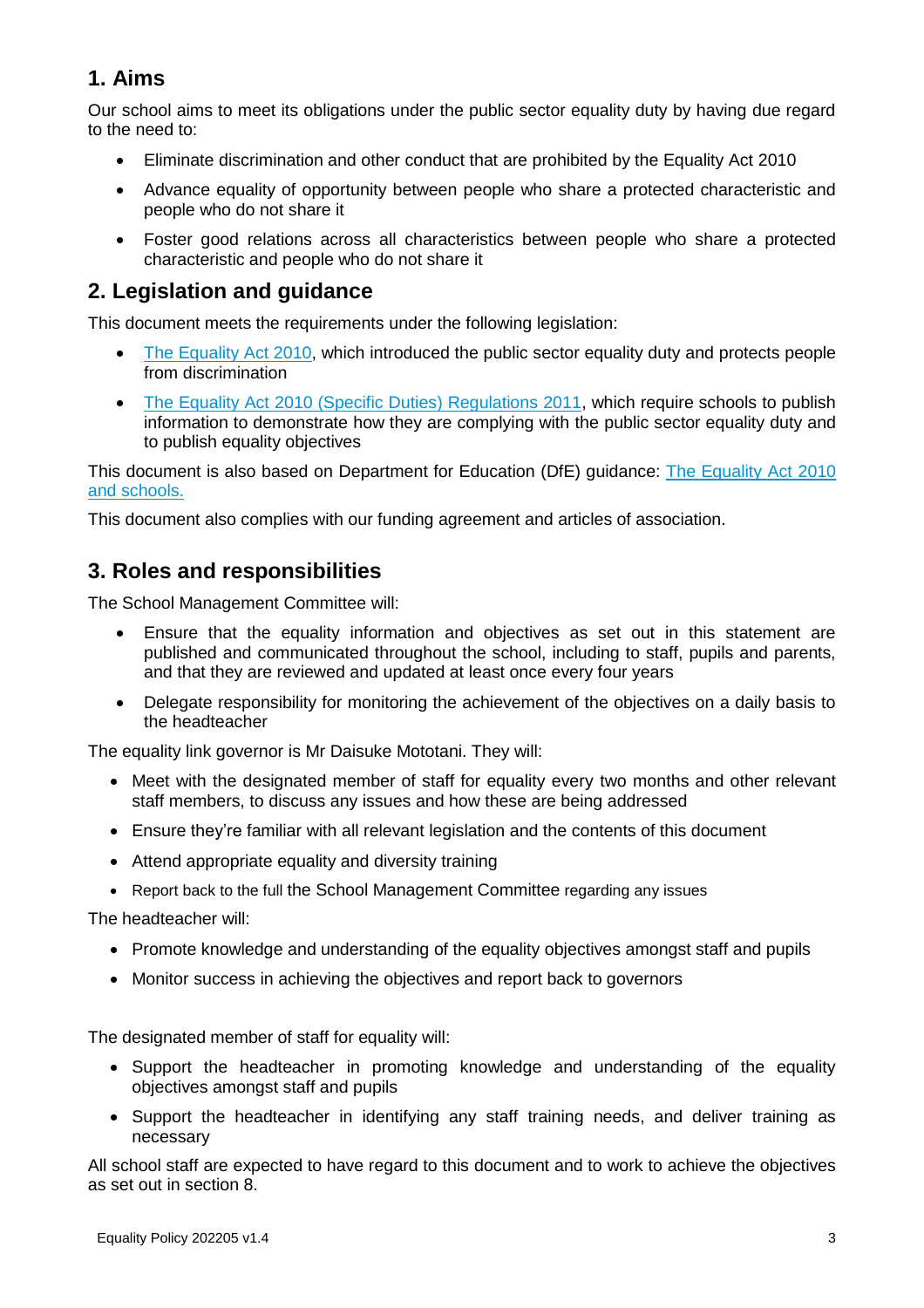## 1. Aims

Our school aims to meet its obligations under the public sector equality duty by having due regard to the need to:

- Eliminate discrimination and other conduct that are prohibited by the Equality Act 2010
- Advance equality of opportunity between people who share a protected characteristic and people who do not share it
- Foster good relations across all characteristics between people who share a protected characteristic and people who do not share it

## 2. Legislation and guidance

This document meets the requirements under the following legislation:

- The Equality Act 2010, which introduced the public sector equality duty and protects people from discrimination
- The Equality Act 2010 (Specific Duties) Regulations 2011, which require schools to publish information to demonstrate how they are complying with the public sector equality duty and to publish equality objectives

This document is also based on Department for Education (DfE) guidance: The Equality Act 2010 and schools.

This document also complies with our funding agreement and articles of association.

## 3. Roles and responsibilities

The School Management Committee will:

- Ensure that the equality information and objectives as set out in this statement are published and communicated throughout the school, including to staff, pupils and parents, and that they are reviewed and updated at least once every four years
- Delegate responsibility for monitoring the achievement of the objectives on a daily basis to the headteacher

The equality link governor is Mr Daisuke Mototani. They will:

- Meet with the designated member of staff for equality every two months and other relevant staff members, to discuss any issues and how these are being addressed
- Ensure they're familiar with all relevant legislation and the contents of this document
- Attend appropriate equality and diversity training
- Report back to the full the School Management Committee regarding any issues

The headteacher will:

- Promote knowledge and understanding of the equality objectives amongst staff and pupils
- Monitor success in achieving the objectives and report back to governors

The designated member of staff for equality will:

- Support the headteacher in promoting knowledge and understanding of the equality objectives amongst staff and pupils
- Support the headteacher in identifying any staff training needs, and deliver training as necessary

All school staff are expected to have regard to this document and to work to achieve the objectives as set out in section 8.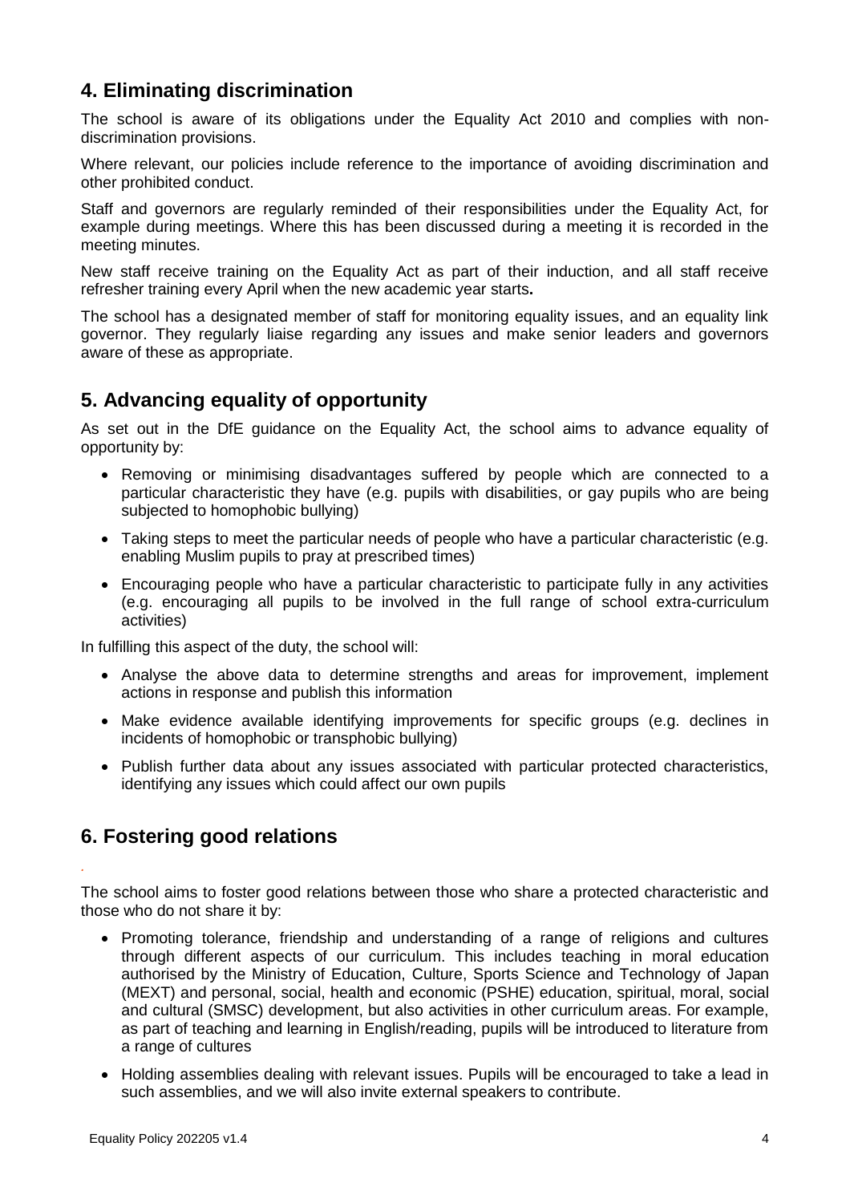## 4. Eliminating discrimination

The school is aware of its obligations under the Equality Act 2010 and complies with non-discrimination provisions.

Where relevant, our policies include reference to the importance of avoiding discrimination and other prohibited conduct.

Staff and governors are regularly reminded of their responsibilities under the Equality Act, for example during meetings. Where this has been discussed during a meeting it is recorded in the meeting minutes.

New staff receive training on the Equality Act as part of their induction, and all staff receive refresher training every April when the new academic year starts**.**

The school has a designated member of staff for monitoring equality issues, and an equality link governor. They regularly liaise regarding any issues and make senior leaders and governors aware of these as appropriate.

## 5. Advancing equality of opportunity

As set out in the DfE guidance on the Equality Act, the school aims to advance equality of opportunity by:

- Removing or minimising disadvantages suffered by people which are connected to a particular characteristic they have (e.g. pupils with disabilities, or gay pupils who are being subjected to homophobic bullying)
- Taking steps to meet the particular needs of people who have a particular characteristic (e.g. enabling Muslim pupils to pray at prescribed times)
- Encouraging people who have a particular characteristic to participate fully in any activities (e.g. encouraging all pupils to be involved in the full range of school extra-curriculum activities)

In fulfilling this aspect of the duty, the school will:

- Analyse the above data to determine strengths and areas for improvement, implement actions in response and publish this information
- Make evidence available identifying improvements for specific groups (e.g. declines in incidents of homophobic or transphobic bullying)
- Publish further data about any issues associated with particular protected characteristics, identifying any issues which could affect our own pupils

## 6. Fostering good relations

The school aims to foster good relations between those who share a protected characteristic and those who do not share it by:

- Promoting tolerance, friendship and understanding of a range of religions and cultures through different aspects of our curriculum. This includes teaching in moral education authorised by the Ministry of Education, Culture, Sports Science and Technology of Japan (MEXT) and personal, social, health and economic (PSHE) education, spiritual, moral, social and cultural (SMSC) development, but also activities in other curriculum areas. For example, as part of teaching and learning in English/reading, pupils will be introduced to literature from a range of cultures
- Holding assemblies dealing with relevant issues. Pupils will be encouraged to take a lead in such assemblies, and we will also invite external speakers to contribute.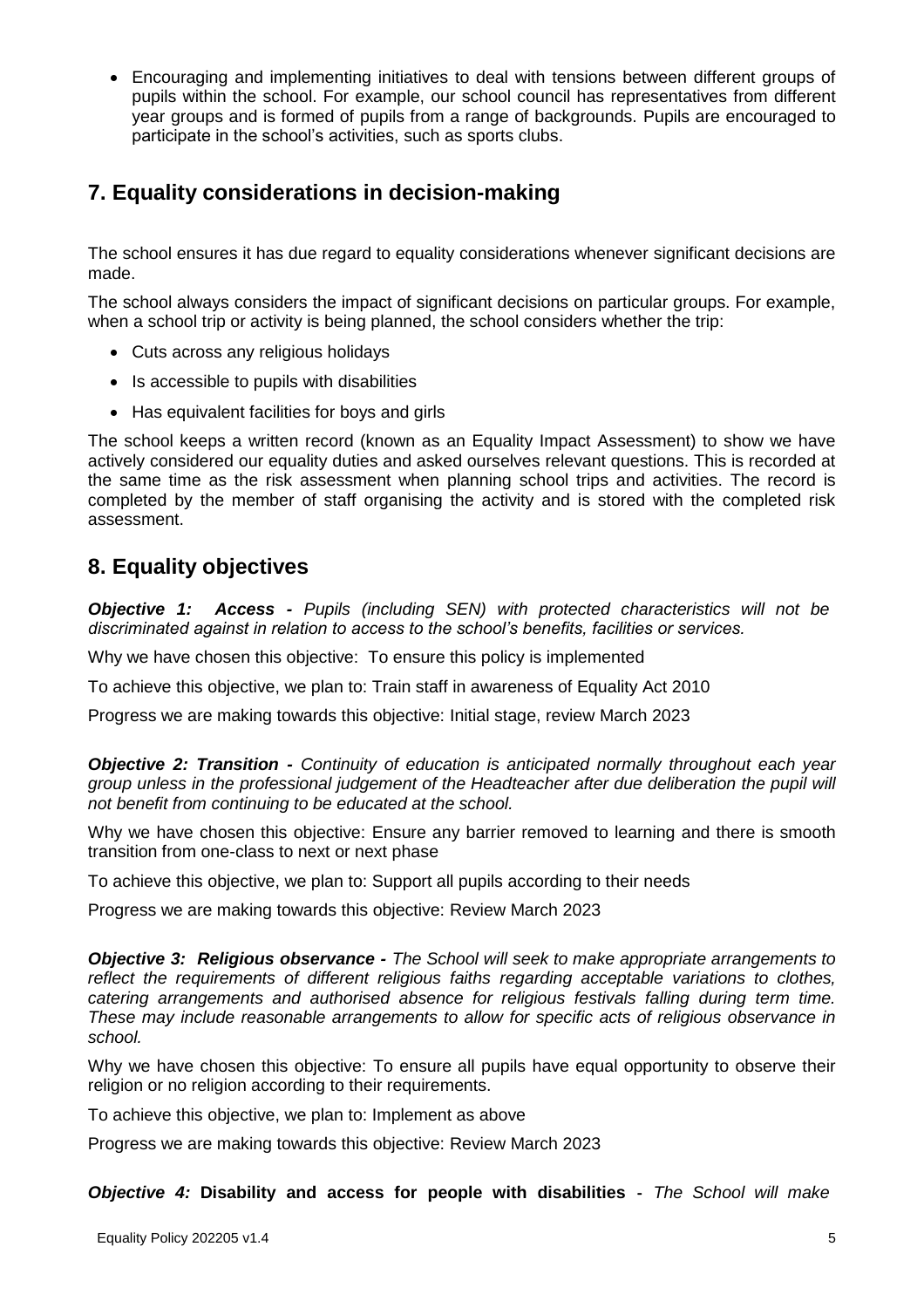- Encouraging and implementing initiatives to deal with tensions between different groups of pupils within the school. For example, our school council has representatives from different year groups and is formed of pupils from a range of backgrounds. Pupils are encouraged to participate in the school's activities, such as sports clubs.

## 7. Equality considerations in decision-making

The school ensures it has due regard to equality considerations whenever significant decisions are made.

The school always considers the impact of significant decisions on particular groups. For example, when a school trip or activity is being planned, the school considers whether the trip:

- Cuts across any religious holidays
- Is accessible to pupils with disabilities
- Has equivalent facilities for boys and girls

The school keeps a written record (known as an Equality Impact Assessment) to show we have actively considered our equality duties and asked ourselves relevant questions. This is recorded at the same time as the risk assessment when planning school trips and activities. The record is completed by the member of staff organising the activity and is stored with the completed risk assessment.

## 8. Equality objectives

***Objective 1: Access -*** *Pupils (including SEN) with protected characteristics will not be discriminated against in relation to access to the school's benefits, facilities or services.*

Why we have chosen this objective: To ensure this policy is implemented

To achieve this objective, we plan to: Train staff in awareness of Equality Act 2010

Progress we are making towards this objective: Initial stage, review March 2023

***Objective 2: Transition -*** *Continuity of education is anticipated normally throughout each year group unless in the professional judgement of the Headteacher after due deliberation the pupil will not benefit from continuing to be educated at the school.*

Why we have chosen this objective: Ensure any barrier removed to learning and there is smooth transition from one-class to next or next phase

To achieve this objective, we plan to: Support all pupils according to their needs

Progress we are making towards this objective: Review March 2023

***Objective 3: Religious observance -*** *The School will seek to make appropriate arrangements to reflect the requirements of different religious faiths regarding acceptable variations to clothes, catering arrangements and authorised absence for religious festivals falling during term time. These may include reasonable arrangements to allow for specific acts of religious observance in school.*

Why we have chosen this objective: To ensure all pupils have equal opportunity to observe their religion or no religion according to their requirements.

To achieve this objective, we plan to: Implement as above

Progress we are making towards this objective: Review March 2023

***Objective 4:*** **Disability and access for people with disabilities** *- The School will make*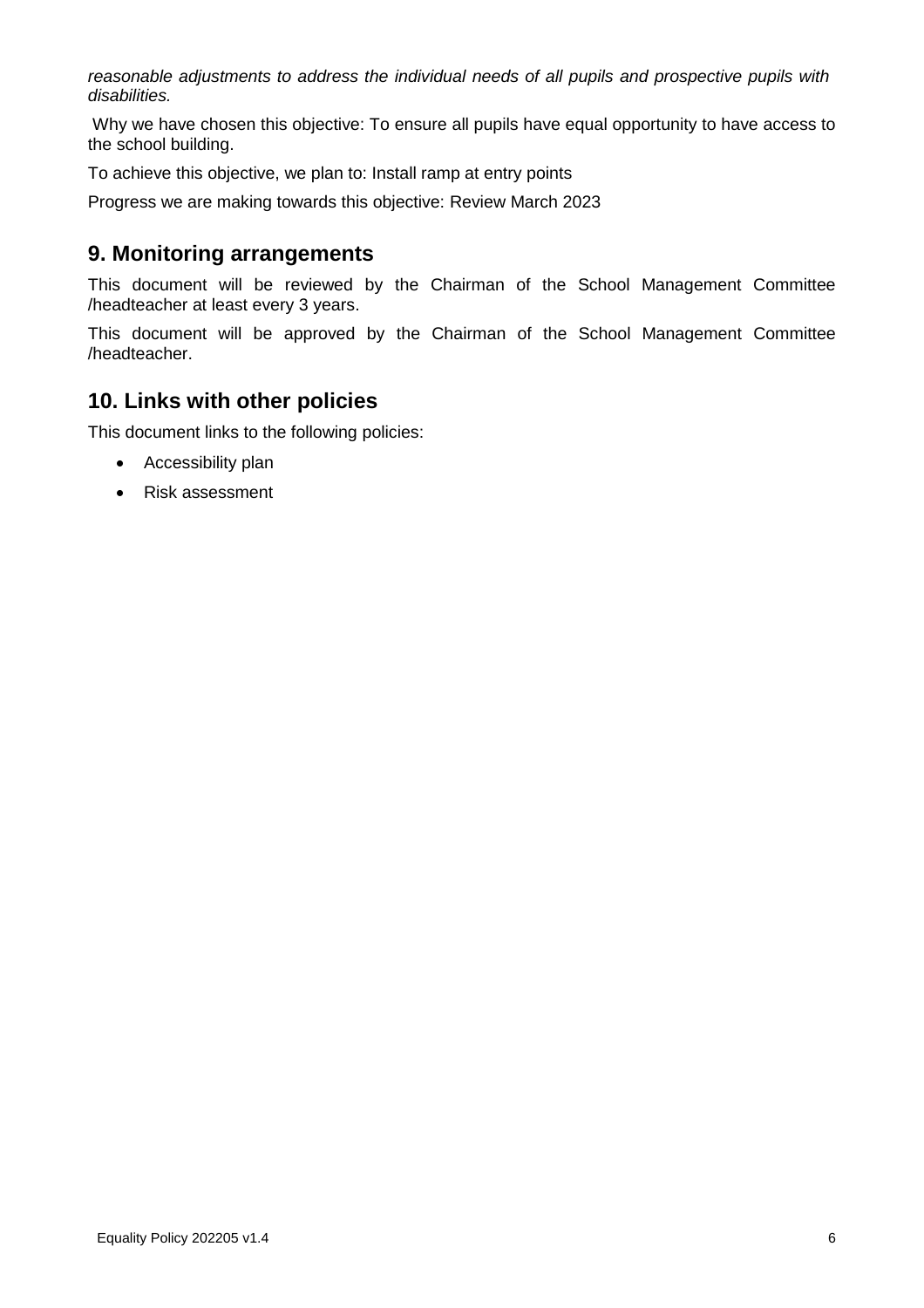*reasonable adjustments to address the individual needs of all pupils and prospective pupils with disabilities.*

Why we have chosen this objective: To ensure all pupils have equal opportunity to have access to the school building.

To achieve this objective, we plan to: Install ramp at entry points

Progress we are making towards this objective: Review March 2023

## 9. Monitoring arrangements

This document will be reviewed by the Chairman of the School Management Committee /headteacher at least every 3 years.

This document will be approved by the Chairman of the School Management Committee /headteacher.

## 10. Links with other policies

This document links to the following policies:

- Accessibility plan
- Risk assessment